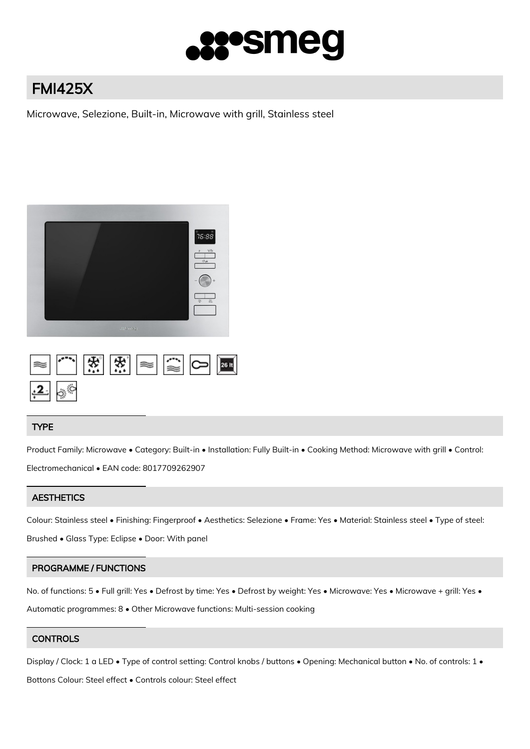# FMI425X

Microwave, Selezione, Built-in, Microwave with grill, Stainless steel

## TYPE

Product Family: Microwave • Category: Built-in • Installation: Fully Built-in • Cooking Method: Microwave with grill • Control: Electromechanical • EAN code: 8017709262907

## AESTHETICS

Colour: Stainless steel • Finishing: Fingerproof • Aesthetics: Selezione • Frame: Yes • Material: Stainless steel • Type of steel: Brushed • Glass Type: Eclipse • Door: With panel

## PROGRAMME / FUNCTIONS

No. of functions: 5 • Full grill: Yes • Defrost by time: Yes • Defrost by weight: Yes • Microwave: Yes • Microwave + grill: Yes • Automatic programmes: 8 • Other Microwave functions: Multi-session cooking

## CONTROLS

Display / Clock: 1 a LED • Type of control setting: Control knobs / buttons • Opening: Mechanical button • No. of controls: 1 • Bottons Colour: Steel effect • Controls colour: Steel effect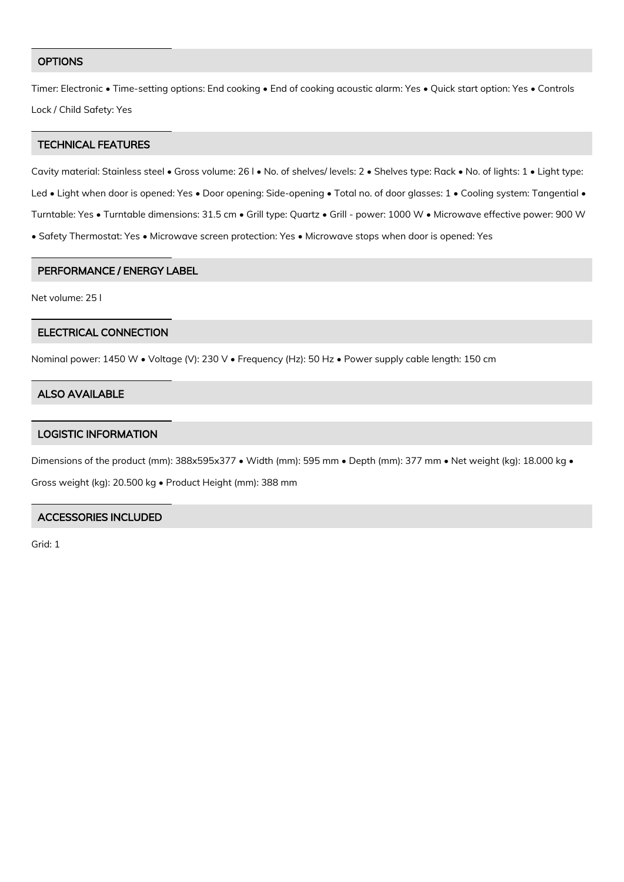## OPTIONS

Timer: Electronic • Time-setting options: End cooking • End of cooking acoustic alarm: Yes • Quick start option: Yes • Controls Lock / Child Safety: Yes

## TECHNICAL FEATURES

Cavity material: Stainless steel • Gross volume: 26 l • No. of shelves/ levels: 2 • Shelves type: Rack • No. of lights: 1 • Light type: Led • Light when door is opened: Yes • Door opening: Side-opening • Total no. of door glasses: 1 • Cooling system: Tangential • Turntable: Yes • Turntable dimensions: 31.5 cm • Grill type: Quartz • Grill - power: 1000 W • Microwave effective power: 900 W • Safety Thermostat: Yes • Microwave screen protection: Yes • Microwave stops when door is opened: Yes

## PERFORMANCE / ENERGY LABEL

Net volume: 25 l

## ELECTRICAL CONNECTION

Nominal power: 1450 W • Voltage (V): 230 V • Frequency (Hz): 50 Hz • Power supply cable length: 150 cm

## ALSO AVAILABLE

## LOGISTIC INFORMATION

Dimensions of the product (mm): 388x595x377 • Width (mm): 595 mm • Depth (mm): 377 mm • Net weight (kg): 18.000 kg • Gross weight (kg): 20.500 kg • Product Height (mm): 388 mm

## ACCESSORIES INCLUDED

Grid: 1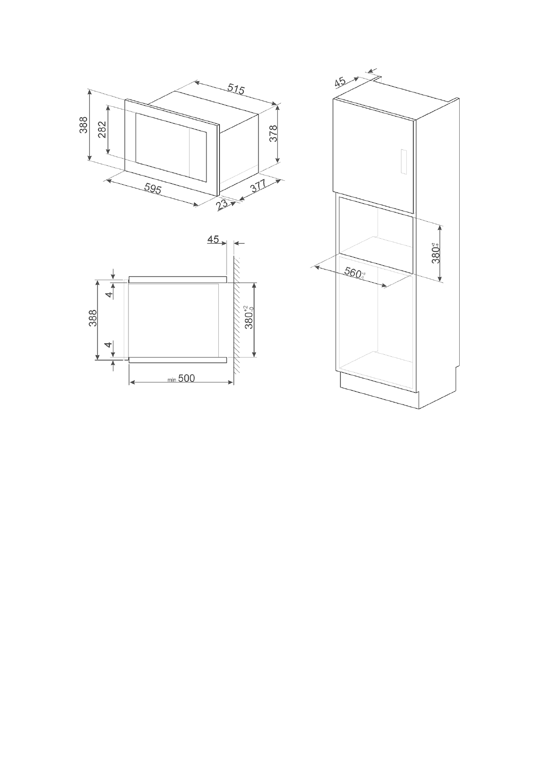515

388

282

378

595

23

377

45

$560^{+2}_{0}$

$380^{+2}_{0}$

45

4

388

4

$380^{+2}_{0}$

min 500